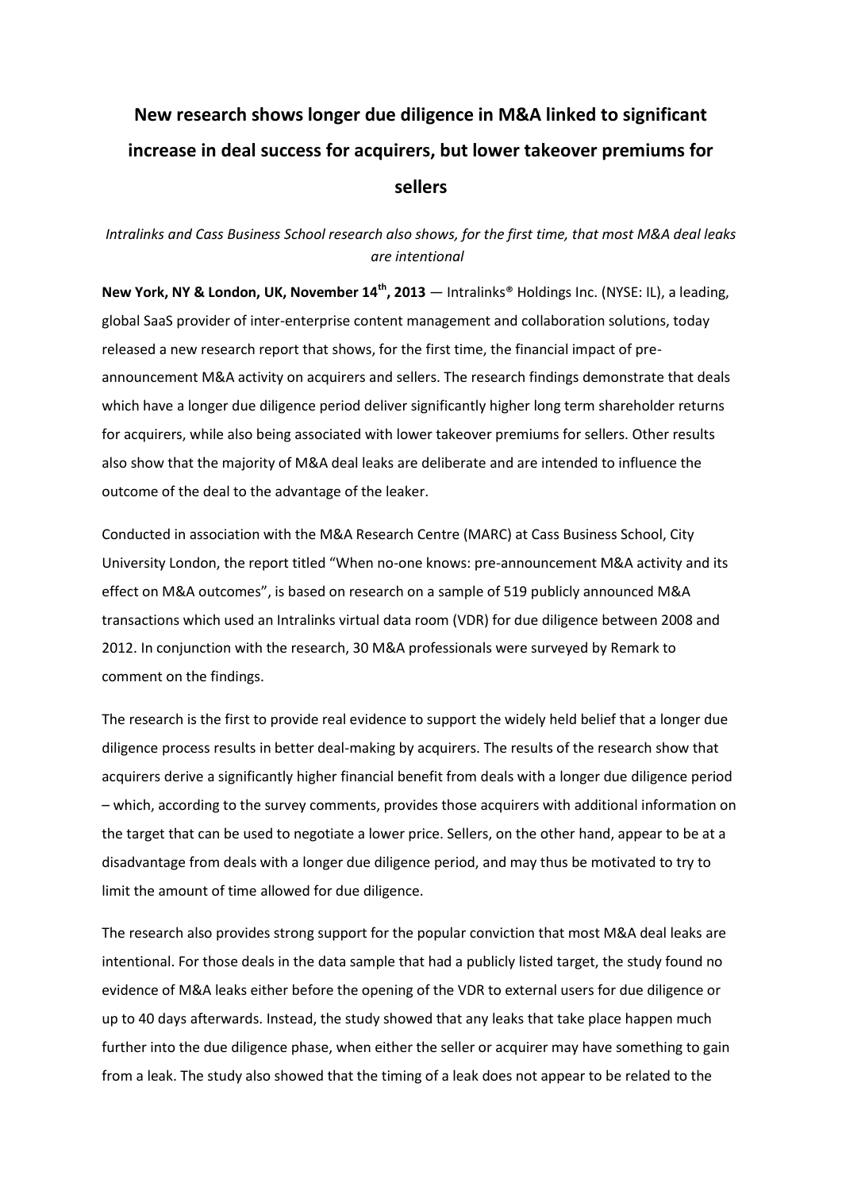# New research shows longer due diligence in M&A linked to significant increase in deal success for acquirers, but lower takeover premiums for sellers

*Intralinks and Cass Business School research also shows, for the first time, that most M&A deal leaks are intentional*

**New York, NY & London, UK, November 14th, 2013** — Intralinks® Holdings Inc. (NYSE: IL), a leading, global SaaS provider of inter-enterprise content management and collaboration solutions, today released a new research report that shows, for the first time, the financial impact of pre-announcement M&A activity on acquirers and sellers. The research findings demonstrate that deals which have a longer due diligence period deliver significantly higher long term shareholder returns for acquirers, while also being associated with lower takeover premiums for sellers. Other results also show that the majority of M&A deal leaks are deliberate and are intended to influence the outcome of the deal to the advantage of the leaker.

Conducted in association with the M&A Research Centre (MARC) at Cass Business School, City University London, the report titled "When no-one knows: pre-announcement M&A activity and its effect on M&A outcomes", is based on research on a sample of 519 publicly announced M&A transactions which used an Intralinks virtual data room (VDR) for due diligence between 2008 and 2012. In conjunction with the research, 30 M&A professionals were surveyed by Remark to comment on the findings.

The research is the first to provide real evidence to support the widely held belief that a longer due diligence process results in better deal-making by acquirers. The results of the research show that acquirers derive a significantly higher financial benefit from deals with a longer due diligence period – which, according to the survey comments, provides those acquirers with additional information on the target that can be used to negotiate a lower price. Sellers, on the other hand, appear to be at a disadvantage from deals with a longer due diligence period, and may thus be motivated to try to limit the amount of time allowed for due diligence.

The research also provides strong support for the popular conviction that most M&A deal leaks are intentional. For those deals in the data sample that had a publicly listed target, the study found no evidence of M&A leaks either before the opening of the VDR to external users for due diligence or up to 40 days afterwards. Instead, the study showed that any leaks that take place happen much further into the due diligence phase, when either the seller or acquirer may have something to gain from a leak. The study also showed that the timing of a leak does not appear to be related to the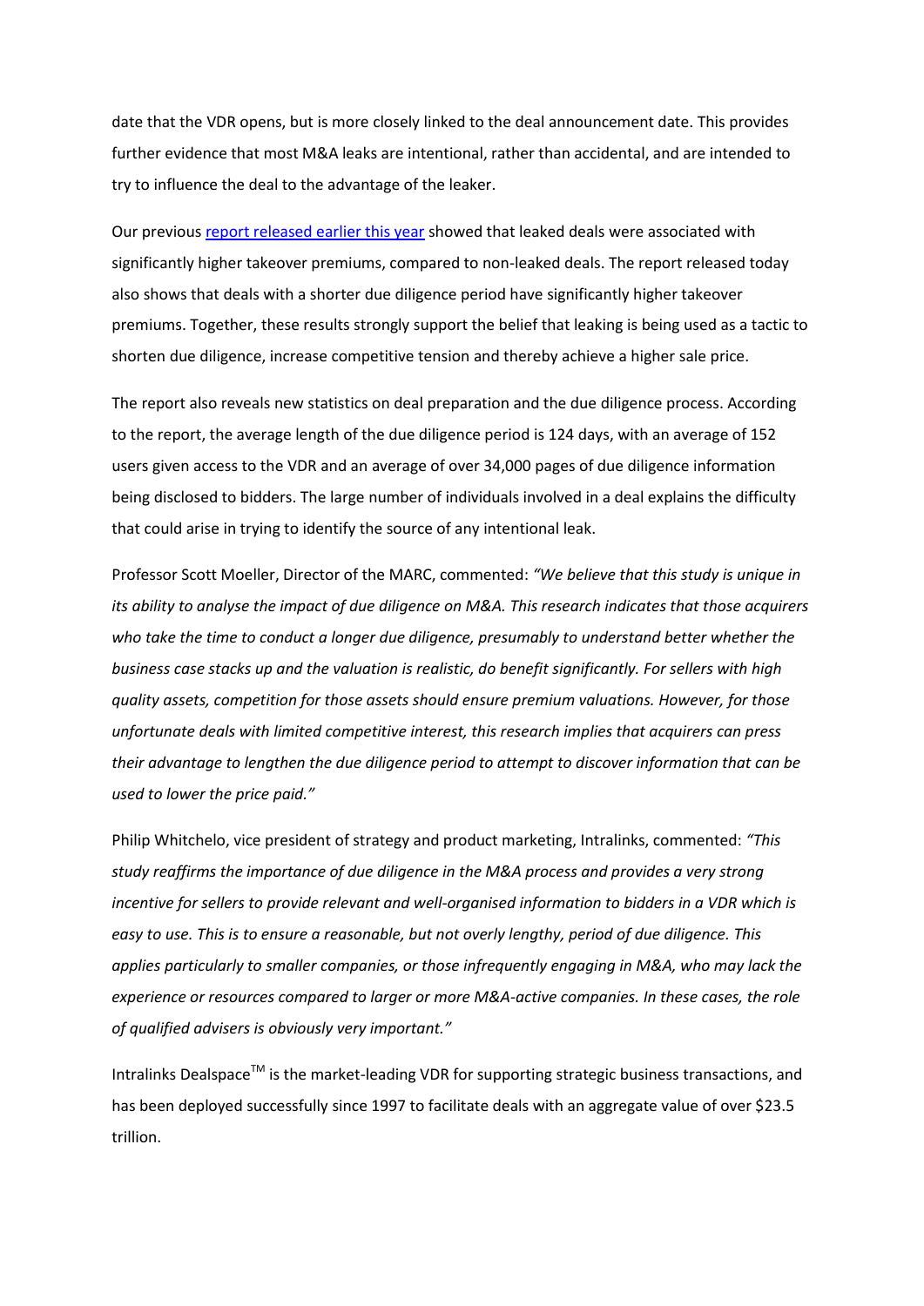date that the VDR opens, but is more closely linked to the deal announcement date. This provides further evidence that most M&A leaks are intentional, rather than accidental, and are intended to try to influence the deal to the advantage of the leaker.

Our previous report released earlier this year showed that leaked deals were associated with significantly higher takeover premiums, compared to non-leaked deals. The report released today also shows that deals with a shorter due diligence period have significantly higher takeover premiums. Together, these results strongly support the belief that leaking is being used as a tactic to shorten due diligence, increase competitive tension and thereby achieve a higher sale price.

The report also reveals new statistics on deal preparation and the due diligence process. According to the report, the average length of the due diligence period is 124 days, with an average of 152 users given access to the VDR and an average of over 34,000 pages of due diligence information being disclosed to bidders. The large number of individuals involved in a deal explains the difficulty that could arise in trying to identify the source of any intentional leak.

Professor Scott Moeller, Director of the MARC, commented: *"We believe that this study is unique in its ability to analyse the impact of due diligence on M&A. This research indicates that those acquirers who take the time to conduct a longer due diligence, presumably to understand better whether the business case stacks up and the valuation is realistic, do benefit significantly. For sellers with high quality assets, competition for those assets should ensure premium valuations. However, for those unfortunate deals with limited competitive interest, this research implies that acquirers can press their advantage to lengthen the due diligence period to attempt to discover information that can be used to lower the price paid."*

Philip Whitchelo, vice president of strategy and product marketing, Intralinks, commented: *"This study reaffirms the importance of due diligence in the M&A process and provides a very strong incentive for sellers to provide relevant and well-organised information to bidders in a VDR which is easy to use. This is to ensure a reasonable, but not overly lengthy, period of due diligence. This applies particularly to smaller companies, or those infrequently engaging in M&A, who may lack the experience or resources compared to larger or more M&A-active companies. In these cases, the role of qualified advisers is obviously very important."*

Intralinks Dealspace™ is the market-leading VDR for supporting strategic business transactions, and has been deployed successfully since 1997 to facilitate deals with an aggregate value of over $23.5 trillion.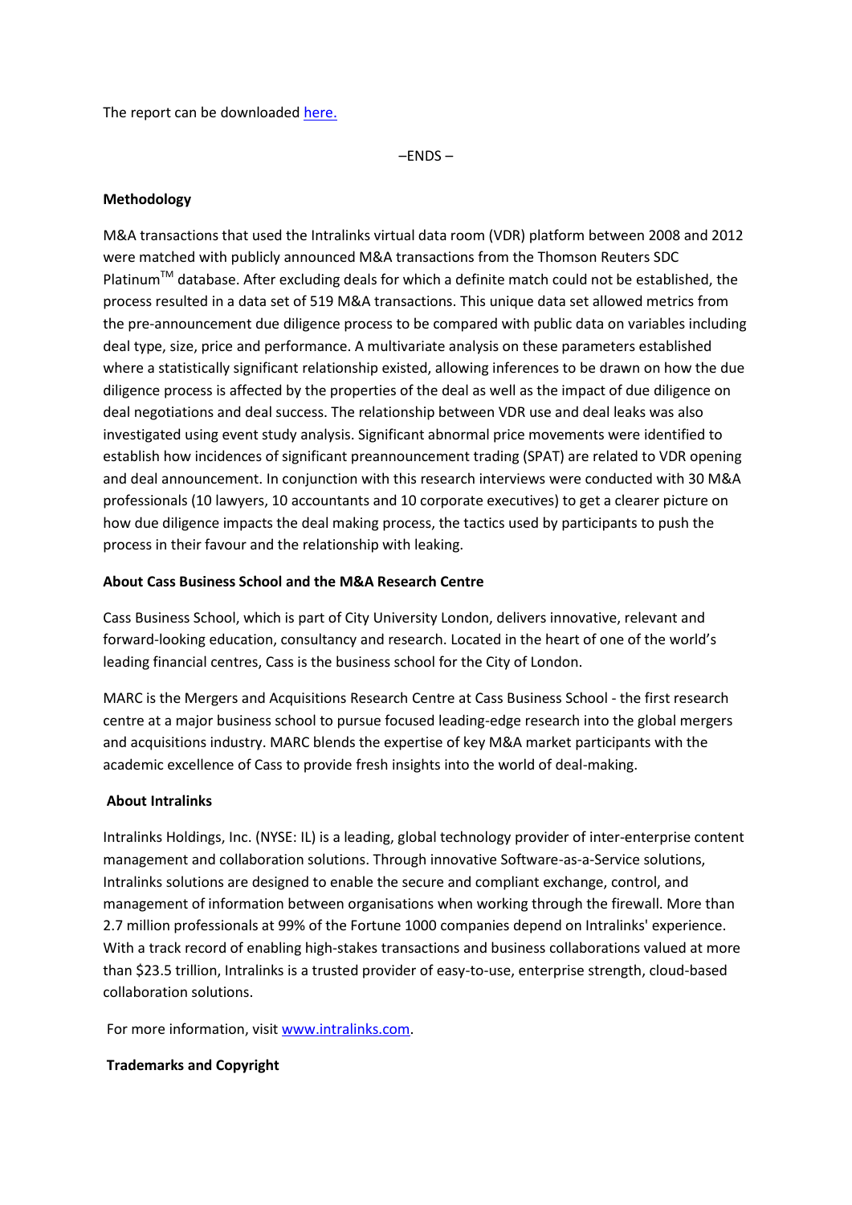The report can be downloaded [here.](#)

–ENDS –

**Methodology**

M&A transactions that used the Intralinks virtual data room (VDR) platform between 2008 and 2012 were matched with publicly announced M&A transactions from the Thomson Reuters SDC Platinum™ database. After excluding deals for which a definite match could not be established, the process resulted in a data set of 519 M&A transactions. This unique data set allowed metrics from the pre-announcement due diligence process to be compared with public data on variables including deal type, size, price and performance. A multivariate analysis on these parameters established where a statistically significant relationship existed, allowing inferences to be drawn on how the due diligence process is affected by the properties of the deal as well as the impact of due diligence on deal negotiations and deal success. The relationship between VDR use and deal leaks was also investigated using event study analysis. Significant abnormal price movements were identified to establish how incidences of significant preannouncement trading (SPAT) are related to VDR opening and deal announcement. In conjunction with this research interviews were conducted with 30 M&A professionals (10 lawyers, 10 accountants and 10 corporate executives) to get a clearer picture on how due diligence impacts the deal making process, the tactics used by participants to push the process in their favour and the relationship with leaking.

**About Cass Business School and the M&A Research Centre**

Cass Business School, which is part of City University London, delivers innovative, relevant and forward-looking education, consultancy and research. Located in the heart of one of the world's leading financial centres, Cass is the business school for the City of London.

MARC is the Mergers and Acquisitions Research Centre at Cass Business School - the first research centre at a major business school to pursue focused leading-edge research into the global mergers and acquisitions industry. MARC blends the expertise of key M&A market participants with the academic excellence of Cass to provide fresh insights into the world of deal-making.

**About Intralinks**

Intralinks Holdings, Inc. (NYSE: IL) is a leading, global technology provider of inter-enterprise content management and collaboration solutions. Through innovative Software-as-a-Service solutions, Intralinks solutions are designed to enable the secure and compliant exchange, control, and management of information between organisations when working through the firewall. More than 2.7 million professionals at 99% of the Fortune 1000 companies depend on Intralinks' experience. With a track record of enabling high-stakes transactions and business collaborations valued at more than $23.5 trillion, Intralinks is a trusted provider of easy-to-use, enterprise strength, cloud-based collaboration solutions.

For more information, visit [www.intralinks.com](http://www.intralinks.com).

**Trademarks and Copyright**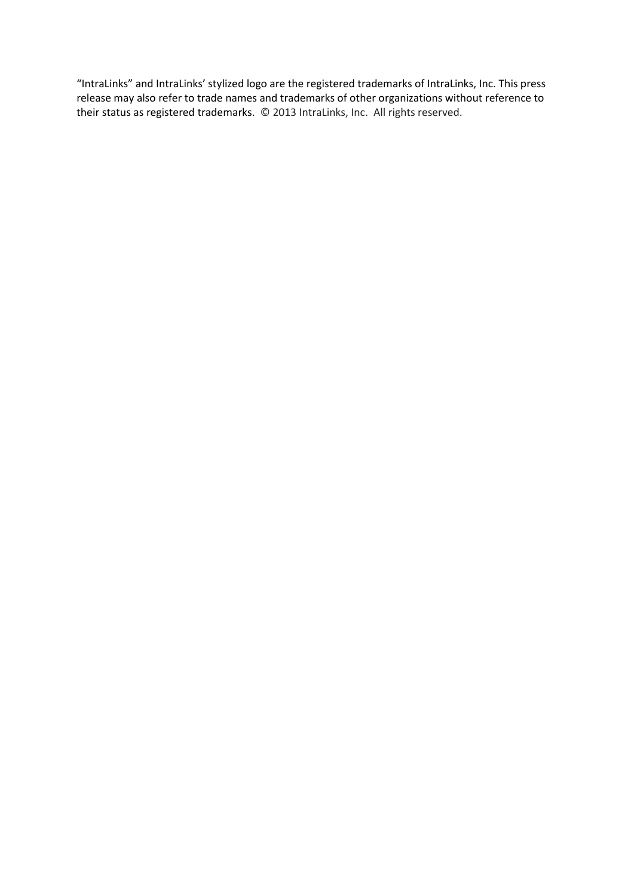"IntraLinks" and IntraLinks' stylized logo are the registered trademarks of IntraLinks, Inc. This press release may also refer to trade names and trademarks of other organizations without reference to their status as registered trademarks. © 2013 IntraLinks, Inc. All rights reserved.